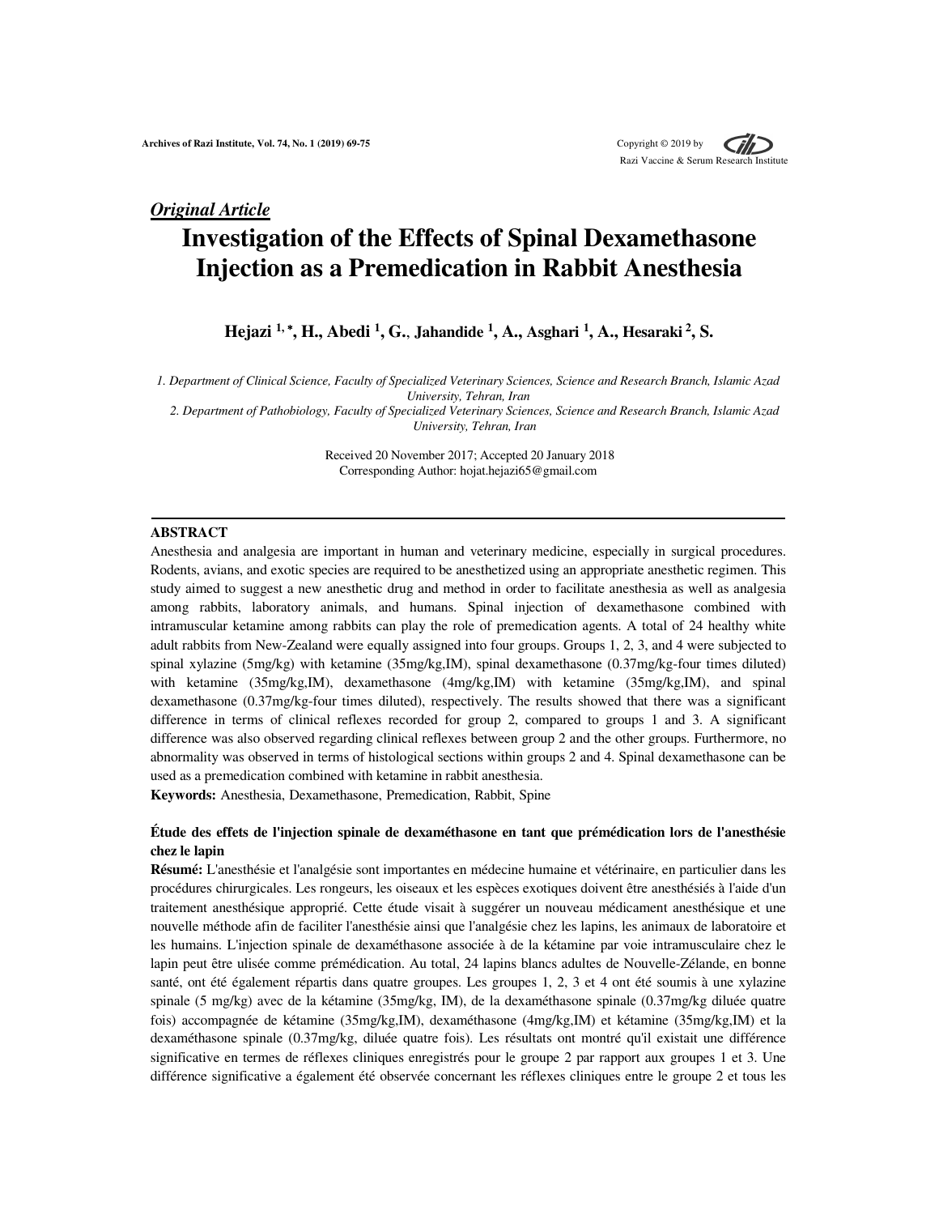*Original Article*

# Investigation of the Effects of Spinal Dexamethasone Injection as a Premedication in Rabbit Anesthesia

**Hejazi [1,*], H., Abedi [1], G., Jahandide [1], A., Asghari [1], A., Hesaraki [2], S.**

*1. Department of Clinical Science, Faculty of Specialized Veterinary Sciences, Science and Research Branch, Islamic Azad University, Tehran, Iran*

*2. Department of Pathobiology, Faculty of Specialized Veterinary Sciences, Science and Research Branch, Islamic Azad University, Tehran, Iran*

Received 20 November 2017; Accepted 20 January 2018

Corresponding Author: hojat.hejazi65@gmail.com

## ABSTRACT

Anesthesia and analgesia are important in human and veterinary medicine, especially in surgical procedures. Rodents, avians, and exotic species are required to be anesthetized using an appropriate anesthetic regimen. This study aimed to suggest a new anesthetic drug and method in order to facilitate anesthesia as well as analgesia among rabbits, laboratory animals, and humans. Spinal injection of dexamethasone combined with intramuscular ketamine among rabbits can play the role of premedication agents. A total of 24 healthy white adult rabbits from New-Zealand were equally assigned into four groups. Groups 1, 2, 3, and 4 were subjected to spinal xylazine (5mg/kg) with ketamine (35mg/kg,IM), spinal dexamethasone (0.37mg/kg-four times diluted) with ketamine (35mg/kg,IM), dexamethasone (4mg/kg,IM) with ketamine (35mg/kg,IM), and spinal dexamethasone (0.37mg/kg-four times diluted), respectively. The results showed that there was a significant difference in terms of clinical reflexes recorded for group 2, compared to groups 1 and 3. A significant difference was also observed regarding clinical reflexes between group 2 and the other groups. Furthermore, no abnormality was observed in terms of histological sections within groups 2 and 4. Spinal dexamethasone can be used as a premedication combined with ketamine in rabbit anesthesia.

**Keywords:** Anesthesia, Dexamethasone, Premedication, Rabbit, Spine

**Étude des effets de l'injection spinale de dexaméthasone en tant que prémédication lors de l'anesthésie chez le lapin**

**Résumé:** L'anesthésie et l'analgésie sont importantes en médecine humaine et vétérinaire, en particulier dans les procédures chirurgicales. Les rongeurs, les oiseaux et les espèces exotiques doivent être anesthésiés à l'aide d'un traitement anesthésique approprié. Cette étude visait à suggérer un nouveau médicament anesthésique et une nouvelle méthode afin de faciliter l'anesthésie ainsi que l'analgésie chez les lapins, les animaux de laboratoire et les humains. L'injection spinale de dexaméthasone associée à de la kétamine par voie intramusculaire chez le lapin peut être ulisée comme prémédication. Au total, 24 lapins blancs adultes de Nouvelle-Zélande, en bonne santé, ont été également répartis dans quatre groupes. Les groupes 1, 2, 3 et 4 ont été soumis à une xylazine spinale (5 mg/kg) avec de la kétamine (35mg/kg, IM), de la dexaméthasone spinale (0.37mg/kg diluée quatre fois) accompagnée de kétamine (35mg/kg,IM), dexaméthasone (4mg/kg,IM) et kétamine (35mg/kg,IM) et la dexaméthasone spinale (0.37mg/kg, diluée quatre fois). Les résultats ont montré qu'il existait une différence significative en termes de réflexes cliniques enregistrés pour le groupe 2 par rapport aux groupes 1 et 3. Une différence significative a également été observée concernant les réflexes cliniques entre le groupe 2 et tous les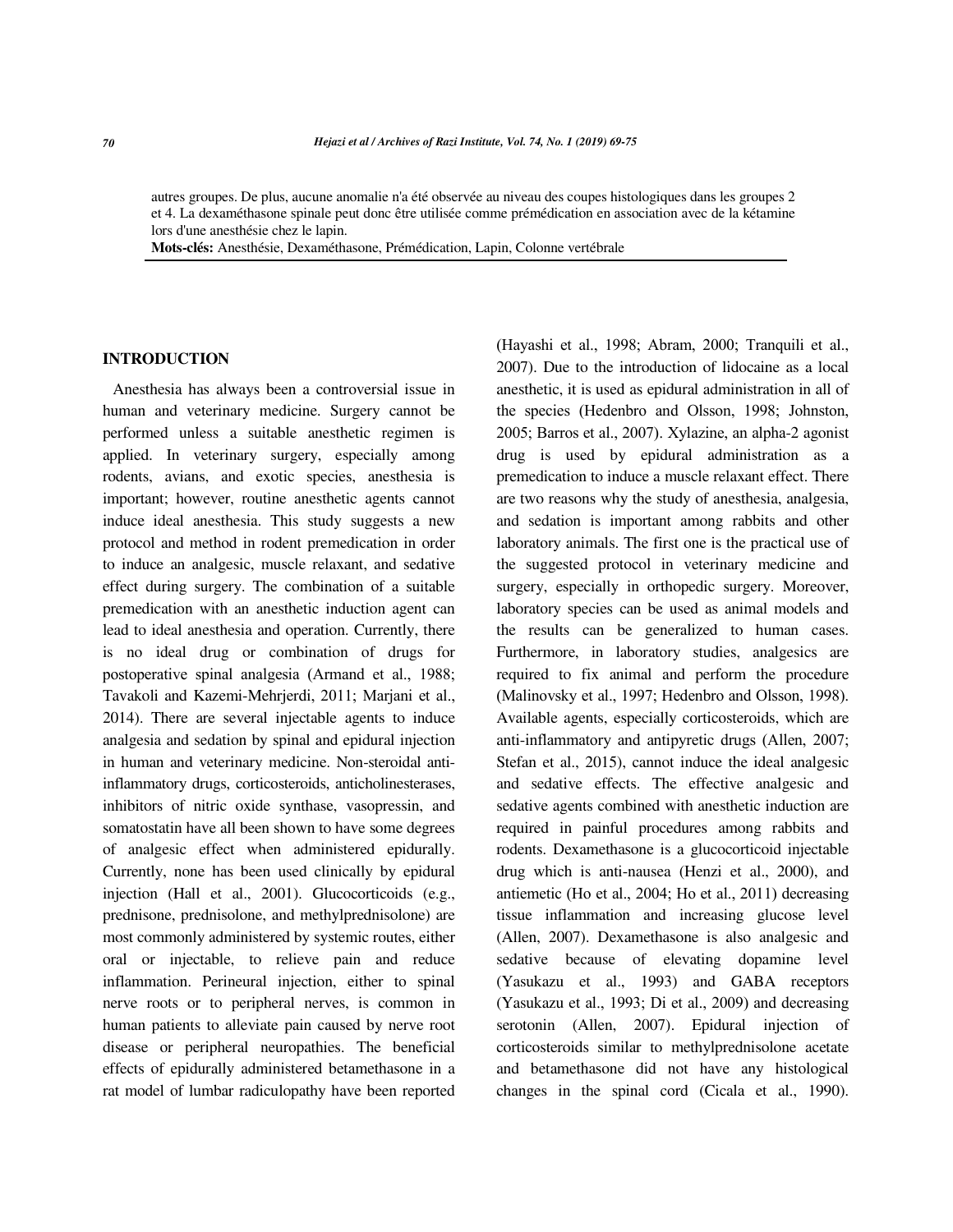autres groupes. De plus, aucune anomalie n'a été observée au niveau des coupes histologiques dans les groupes 2 et 4. La dexaméthasone spinale peut donc être utilisée comme prémédication en association avec de la kétamine lors d'une anesthésie chez le lapin.

**Mots-clés:** Anesthésie, Dexaméthasone, Prémédication, Lapin, Colonne vertébrale

## INTRODUCTION

Anesthesia has always been a controversial issue in human and veterinary medicine. Surgery cannot be performed unless a suitable anesthetic regimen is applied. In veterinary surgery, especially among rodents, avians, and exotic species, anesthesia is important; however, routine anesthetic agents cannot induce ideal anesthesia. This study suggests a new protocol and method in rodent premedication in order to induce an analgesic, muscle relaxant, and sedative effect during surgery. The combination of a suitable premedication with an anesthetic induction agent can lead to ideal anesthesia and operation. Currently, there is no ideal drug or combination of drugs for postoperative spinal analgesia (Armand et al., 1988; Tavakoli and Kazemi-Mehrjerdi, 2011; Marjani et al., 2014). There are several injectable agents to induce analgesia and sedation by spinal and epidural injection in human and veterinary medicine. Non-steroidal anti-inflammatory drugs, corticosteroids, anticholinesterases, inhibitors of nitric oxide synthase, vasopressin, and somatostatin have all been shown to have some degrees of analgesic effect when administered epidurally. Currently, none has been used clinically by epidural injection (Hall et al., 2001). Glucocorticoids (e.g., prednisone, prednisolone, and methylprednisolone) are most commonly administered by systemic routes, either oral or injectable, to relieve pain and reduce inflammation. Perineural injection, either to spinal nerve roots or to peripheral nerves, is common in human patients to alleviate pain caused by nerve root disease or peripheral neuropathies. The beneficial effects of epidurally administered betamethasone in a rat model of lumbar radiculopathy have been reported (Hayashi et al., 1998; Abram, 2000; Tranquili et al., 2007). Due to the introduction of lidocaine as a local anesthetic, it is used as epidural administration in all of the species (Hedenbro and Olsson, 1998; Johnston, 2005; Barros et al., 2007). Xylazine, an alpha-2 agonist drug is used by epidural administration as a premedication to induce a muscle relaxant effect. There are two reasons why the study of anesthesia, analgesia, and sedation is important among rabbits and other laboratory animals. The first one is the practical use of the suggested protocol in veterinary medicine and surgery, especially in orthopedic surgery. Moreover, laboratory species can be used as animal models and the results can be generalized to human cases. Furthermore, in laboratory studies, analgesics are required to fix animal and perform the procedure (Malinovsky et al., 1997; Hedenbro and Olsson, 1998). Available agents, especially corticosteroids, which are anti-inflammatory and antipyretic drugs (Allen, 2007; Stefan et al., 2015), cannot induce the ideal analgesic and sedative effects. The effective analgesic and sedative agents combined with anesthetic induction are required in painful procedures among rabbits and rodents. Dexamethasone is a glucocorticoid injectable drug which is anti-nausea (Henzi et al., 2000), and antiemetic (Ho et al., 2004; Ho et al., 2011) decreasing tissue inflammation and increasing glucose level (Allen, 2007). Dexamethasone is also analgesic and sedative because of elevating dopamine level (Yasukazu et al., 1993) and GABA receptors (Yasukazu et al., 1993; Di et al., 2009) and decreasing serotonin (Allen, 2007). Epidural injection of corticosteroids similar to methylprednisolone acetate and betamethasone did not have any histological changes in the spinal cord (Cicala et al., 1990).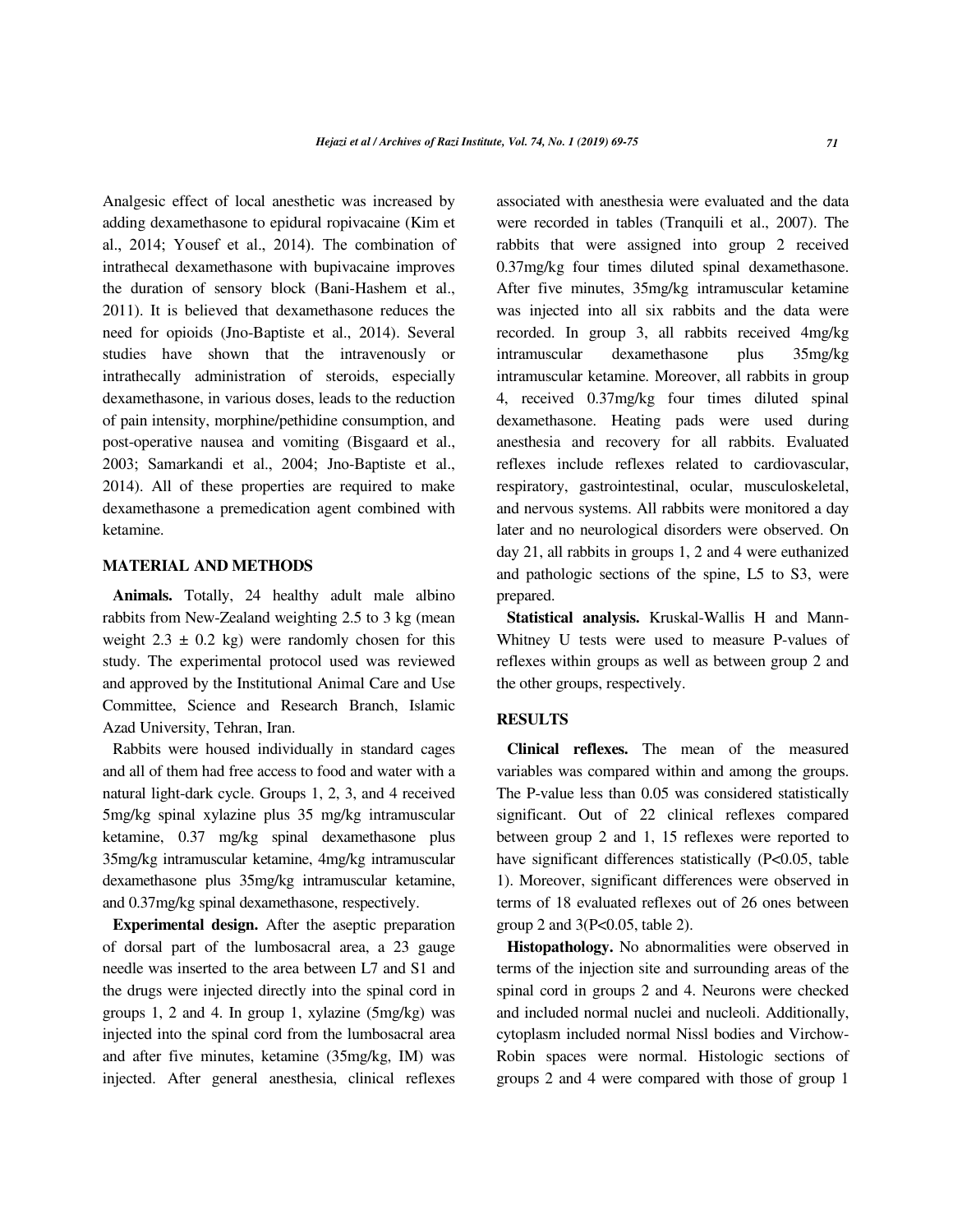Analgesic effect of local anesthetic was increased by adding dexamethasone to epidural ropivacaine (Kim et al., 2014; Yousef et al., 2014). The combination of intrathecal dexamethasone with bupivacaine improves the duration of sensory block (Bani-Hashem et al., 2011). It is believed that dexamethasone reduces the need for opioids (Jno-Baptiste et al., 2014). Several studies have shown that the intravenously or intrathecally administration of steroids, especially dexamethasone, in various doses, leads to the reduction of pain intensity, morphine/pethidine consumption, and post-operative nausea and vomiting (Bisgaard et al., 2003; Samarkandi et al., 2004; Jno-Baptiste et al., 2014). All of these properties are required to make dexamethasone a premedication agent combined with ketamine.

## MATERIAL AND METHODS

**Animals.** Totally, 24 healthy adult male albino rabbits from New-Zealand weighting 2.5 to 3 kg (mean weight 2.3 ± 0.2 kg) were randomly chosen for this study. The experimental protocol used was reviewed and approved by the Institutional Animal Care and Use Committee, Science and Research Branch, Islamic Azad University, Tehran, Iran.

Rabbits were housed individually in standard cages and all of them had free access to food and water with a natural light-dark cycle. Groups 1, 2, 3, and 4 received 5mg/kg spinal xylazine plus 35 mg/kg intramuscular ketamine, 0.37 mg/kg spinal dexamethasone plus 35mg/kg intramuscular ketamine, 4mg/kg intramuscular dexamethasone plus 35mg/kg intramuscular ketamine, and 0.37mg/kg spinal dexamethasone, respectively.

**Experimental design.** After the aseptic preparation of dorsal part of the lumbosacral area, a 23 gauge needle was inserted to the area between L7 and S1 and the drugs were injected directly into the spinal cord in groups 1, 2 and 4. In group 1, xylazine (5mg/kg) was injected into the spinal cord from the lumbosacral area and after five minutes, ketamine (35mg/kg, IM) was injected. After general anesthesia, clinical reflexes associated with anesthesia were evaluated and the data were recorded in tables (Tranquili et al., 2007). The rabbits that were assigned into group 2 received 0.37mg/kg four times diluted spinal dexamethasone. After five minutes, 35mg/kg intramuscular ketamine was injected into all six rabbits and the data were recorded. In group 3, all rabbits received 4mg/kg intramuscular dexamethasone plus 35mg/kg intramuscular ketamine. Moreover, all rabbits in group 4, received 0.37mg/kg four times diluted spinal dexamethasone. Heating pads were used during anesthesia and recovery for all rabbits. Evaluated reflexes include reflexes related to cardiovascular, respiratory, gastrointestinal, ocular, musculoskeletal, and nervous systems. All rabbits were monitored a day later and no neurological disorders were observed. On day 21, all rabbits in groups 1, 2 and 4 were euthanized and pathologic sections of the spine, L5 to S3, were prepared.

**Statistical analysis.** Kruskal-Wallis H and Mann-Whitney U tests were used to measure P-values of reflexes within groups as well as between group 2 and the other groups, respectively.

## RESULTS

**Clinical reflexes.** The mean of the measured variables was compared within and among the groups. The P-value less than 0.05 was considered statistically significant. Out of 22 clinical reflexes compared between group 2 and 1, 15 reflexes were reported to have significant differences statistically ($P<0.05$, table 1). Moreover, significant differences were observed in terms of 18 evaluated reflexes out of 26 ones between group 2 and 3($P<0.05$, table 2).

**Histopathology.** No abnormalities were observed in terms of the injection site and surrounding areas of the spinal cord in groups 2 and 4. Neurons were checked and included normal nuclei and nucleoli. Additionally, cytoplasm included normal Nissl bodies and Virchow-Robin spaces were normal. Histologic sections of groups 2 and 4 were compared with those of group 1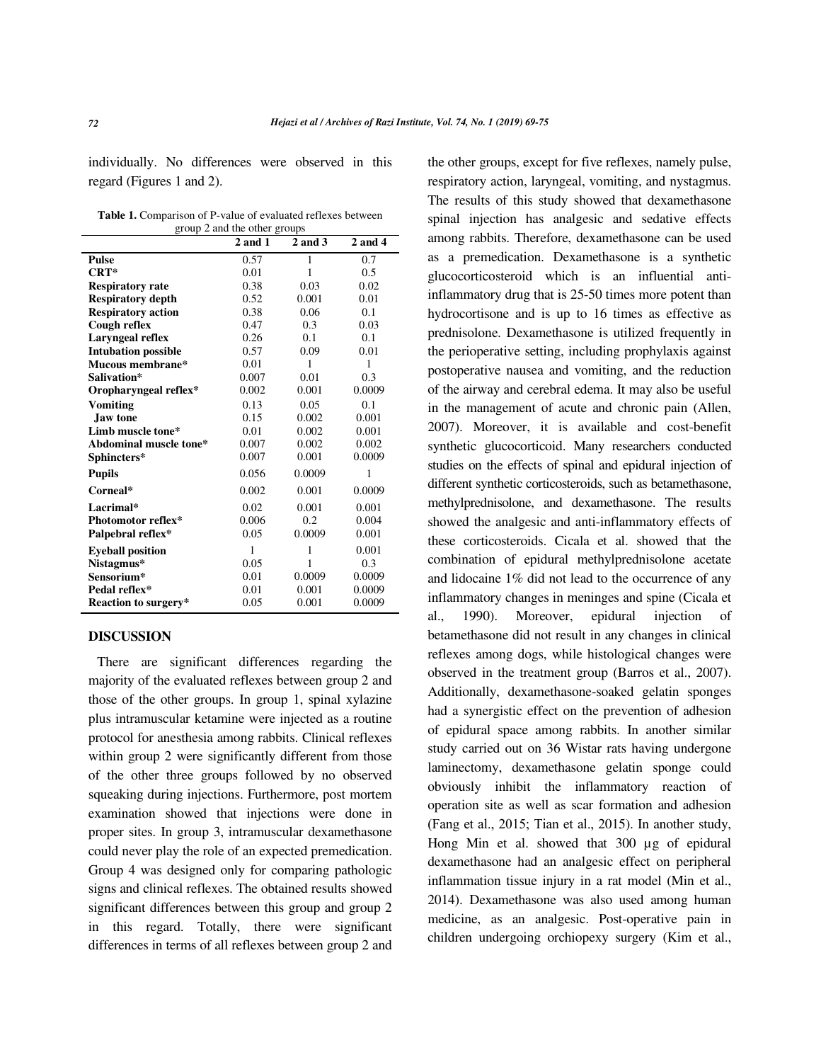individually. No differences were observed in this regard (Figures 1 and 2).

**Table 1.** Comparison of P-value of evaluated reflexes between group 2 and the other groups

| | 2 and 1 | 2 and 3 | 2 and 4 |
|---|---|---|---|
| **Pulse** | 0.57 | 1 | 0.7 |
| **CRT*** | 0.01 | 1 | 0.5 |
| **Respiratory rate** | 0.38 | 0.03 | 0.02 |
| **Respiratory depth** | 0.52 | 0.001 | 0.01 |
| **Respiratory action** | 0.38 | 0.06 | 0.1 |
| **Cough reflex** | 0.47 | 0.3 | 0.03 |
| **Laryngeal reflex** | 0.26 | 0.1 | 0.1 |
| **Intubation possible** | 0.57 | 0.09 | 0.01 |
| **Mucous membrane*** | 0.01 | 1 | 1 |
| **Salivation*** | 0.007 | 0.01 | 0.3 |
| **Oropharyngeal reflex*** | 0.002 | 0.001 | 0.0009 |
| **Vomiting** | 0.13 | 0.05 | 0.1 |
| **Jaw tone** | 0.15 | 0.002 | 0.001 |
| **Limb muscle tone*** | 0.01 | 0.002 | 0.001 |
| **Abdominal muscle tone*** | 0.007 | 0.002 | 0.002 |
| **Sphincters*** | 0.007 | 0.001 | 0.0009 |
| **Pupils** | 0.056 | 0.0009 | 1 |
| **Corneal*** | 0.002 | 0.001 | 0.0009 |
| **Lacrimal*** | 0.02 | 0.001 | 0.001 |
| **Photomotor reflex*** | 0.006 | 0.2 | 0.004 |
| **Palpebral reflex*** | 0.05 | 0.0009 | 0.001 |
| **Eyeball position** | 1 | 1 | 0.001 |
| **Nistagmus*** | 0.05 | 1 | 0.3 |
| **Sensorium*** | 0.01 | 0.0009 | 0.0009 |
| **Pedal reflex*** | 0.01 | 0.001 | 0.0009 |
| **Reaction to surgery*** | 0.05 | 0.001 | 0.0009 |

## DISCUSSION

There are significant differences regarding the majority of the evaluated reflexes between group 2 and those of the other groups. In group 1, spinal xylazine plus intramuscular ketamine were injected as a routine protocol for anesthesia among rabbits. Clinical reflexes within group 2 were significantly different from those of the other three groups followed by no observed squeaking during injections. Furthermore, post mortem examination showed that injections were done in proper sites. In group 3, intramuscular dexamethasone could never play the role of an expected premedication. Group 4 was designed only for comparing pathologic signs and clinical reflexes. The obtained results showed significant differences between this group and group 2 in this regard. Totally, there were significant differences in terms of all reflexes between group 2 and the other groups, except for five reflexes, namely pulse, respiratory action, laryngeal, vomiting, and nystagmus. The results of this study showed that dexamethasone spinal injection has analgesic and sedative effects among rabbits. Therefore, dexamethasone can be used as a premedication. Dexamethasone is a synthetic glucocorticosteroid which is an influential anti-inflammatory drug that is 25-50 times more potent than hydrocortisone and is up to 16 times as effective as prednisolone. Dexamethasone is utilized frequently in the perioperative setting, including prophylaxis against postoperative nausea and vomiting, and the reduction of the airway and cerebral edema. It may also be useful in the management of acute and chronic pain (Allen, 2007). Moreover, it is available and cost-benefit synthetic glucocorticoid. Many researchers conducted studies on the effects of spinal and epidural injection of different synthetic corticosteroids, such as betamethasone, methylprednisolone, and dexamethasone. The results showed the analgesic and anti-inflammatory effects of these corticosteroids. Cicala et al. showed that the combination of epidural methylprednisolone acetate and lidocaine 1% did not lead to the occurrence of any inflammatory changes in meninges and spine (Cicala et al., 1990). Moreover, epidural injection of betamethasone did not result in any changes in clinical reflexes among dogs, while histological changes were observed in the treatment group (Barros et al., 2007). Additionally, dexamethasone-soaked gelatin sponges had a synergistic effect on the prevention of adhesion of epidural space among rabbits. In another similar study carried out on 36 Wistar rats having undergone laminectomy, dexamethasone gelatin sponge could obviously inhibit the inflammatory reaction of operation site as well as scar formation and adhesion (Fang et al., 2015; Tian et al., 2015). In another study, Hong Min et al. showed that 300 µg of epidural dexamethasone had an analgesic effect on peripheral inflammation tissue injury in a rat model (Min et al., 2014). Dexamethasone was also used among human medicine, as an analgesic. Post-operative pain in children undergoing orchiopexy surgery (Kim et al.,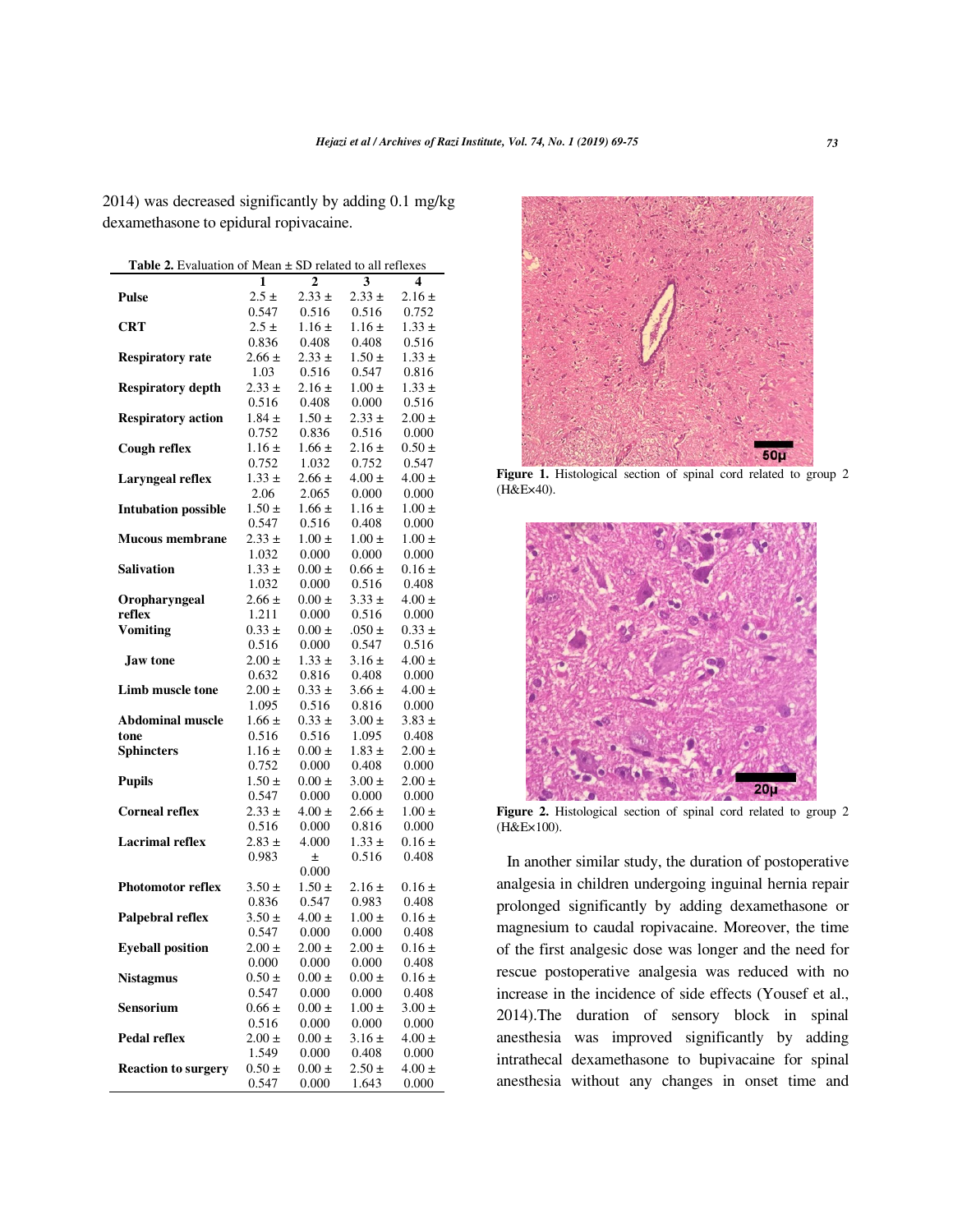2014) was decreased significantly by adding 0.1 mg/kg dexamethasone to epidural ropivacaine.

**Table 2.** Evaluation of Mean ± SD related to all reflexes

| | 1 | 2 | 3 | 4 |
|---|---|---|---|---|
| **Pulse** | 2.5 ± 0.547 | 2.33 ± 0.516 | 2.33 ± 0.516 | 2.16 ± 0.752 |
| **CRT** | 2.5 ± 0.836 | 1.16 ± 0.408 | 1.16 ± 0.408 | 1.33 ± 0.516 |
| **Respiratory rate** | 2.66 ± 1.03 | 2.33 ± 0.516 | 1.50 ± 0.547 | 1.33 ± 0.816 |
| **Respiratory depth** | 2.33 ± 0.516 | 2.16 ± 0.408 | 1.00 ± 0.000 | 1.33 ± 0.516 |
| **Respiratory action** | 1.84 ± 0.752 | 1.50 ± 0.836 | 2.33 ± 0.516 | 2.00 ± 0.000 |
| **Cough reflex** | 1.16 ± 0.752 | 1.66 ± 1.032 | 2.16 ± 0.752 | 0.50 ± 0.547 |
| **Laryngeal reflex** | 1.33 ± 2.06 | 2.66 ± 2.065 | 4.00 ± 0.000 | 4.00 ± 0.000 |
| **Intubation possible** | 1.50 ± 0.547 | 1.66 ± 0.516 | 1.16 ± 0.408 | 1.00 ± 0.000 |
| **Mucous membrane** | 2.33 ± 1.032 | 1.00 ± 0.000 | 1.00 ± 0.000 | 1.00 ± 0.000 |
| **Salivation** | 1.33 ± 1.032 | 0.00 ± 0.000 | 0.66 ± 0.516 | 0.16 ± 0.408 |
| **Oropharyngeal reflex** | 2.66 ± 1.211 | 0.00 ± 0.000 | 3.33 ± 0.516 | 4.00 ± 0.000 |
| **Vomiting** | 0.33 ± 0.516 | 0.00 ± 0.000 | .050 ± 0.547 | 0.33 ± 0.516 |
| **Jaw tone** | 2.00 ± 0.632 | 1.33 ± 0.816 | 3.16 ± 0.408 | 4.00 ± 0.000 |
| **Limb muscle tone** | 2.00 ± 1.095 | 0.33 ± 0.516 | 3.66 ± 0.816 | 4.00 ± 0.000 |
| **Abdominal muscle tone** | 1.66 ± 0.516 | 0.33 ± 0.516 | 3.00 ± 1.095 | 3.83 ± 0.408 |
| **Sphincters** | 1.16 ± 0.752 | 0.00 ± 0.000 | 1.83 ± 0.408 | 2.00 ± 0.000 |
| **Pupils** | 1.50 ± 0.547 | 0.00 ± 0.000 | 3.00 ± 0.000 | 2.00 ± 0.000 |
| **Corneal reflex** | 2.33 ± 0.516 | 4.00 ± 0.000 | 2.66 ± 0.816 | 1.00 ± 0.000 |
| **Lacrimal reflex** | 2.83 ± 0.983 | 4.000 ± 0.000 | 1.33 ± 0.516 | 0.16 ± 0.408 |
| **Photomotor reflex** | 3.50 ± 0.836 | 1.50 ± 0.547 | 2.16 ± 0.983 | 0.16 ± 0.408 |
| **Palpebral reflex** | 3.50 ± 0.547 | 4.00 ± 0.000 | 1.00 ± 0.000 | 0.16 ± 0.408 |
| **Eyeball position** | 2.00 ± 0.000 | 2.00 ± 0.000 | 2.00 ± 0.000 | 0.16 ± 0.408 |
| **Nistagmus** | 0.50 ± 0.547 | 0.00 ± 0.000 | 0.00 ± 0.000 | 0.16 ± 0.408 |
| **Sensorium** | 0.66 ± 0.516 | 0.00 ± 0.000 | 1.00 ± 0.000 | 3.00 ± 0.000 |
| **Pedal reflex** | 2.00 ± 1.549 | 0.00 ± 0.000 | 3.16 ± 0.408 | 4.00 ± 0.000 |
| **Reaction to surgery** | 0.50 ± 0.547 | 0.00 ± 0.000 | 2.50 ± 1.643 | 4.00 ± 0.000 |

**Figure 1.** Histological section of spinal cord related to group 2 (H&E×40).

**Figure 2.** Histological section of spinal cord related to group 2 (H&E×100).

In another similar study, the duration of postoperative analgesia in children undergoing inguinal hernia repair prolonged significantly by adding dexamethasone or magnesium to caudal ropivacaine. Moreover, the time of the first analgesic dose was longer and the need for rescue postoperative analgesia was reduced with no increase in the incidence of side effects (Yousef et al., 2014).The duration of sensory block in spinal anesthesia was improved significantly by adding intrathecal dexamethasone to bupivacaine for spinal anesthesia without any changes in onset time and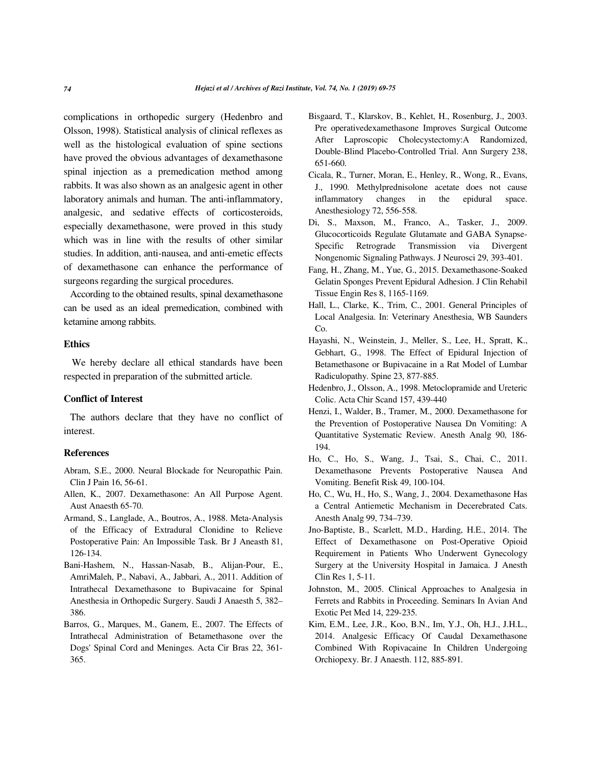complications in orthopedic surgery (Hedenbro and Olsson, 1998). Statistical analysis of clinical reflexes as well as the histological evaluation of spine sections have proved the obvious advantages of dexamethasone spinal injection as a premedication method among rabbits. It was also shown as an analgesic agent in other laboratory animals and human. The anti-inflammatory, analgesic, and sedative effects of corticosteroids, especially dexamethasone, were proved in this study which was in line with the results of other similar studies. In addition, anti-nausea, and anti-emetic effects of dexamethasone can enhance the performance of surgeons regarding the surgical procedures.

According to the obtained results, spinal dexamethasone can be used as an ideal premedication, combined with ketamine among rabbits.

### Ethics

We hereby declare all ethical standards have been respected in preparation of the submitted article.

### Conflict of Interest

The authors declare that they have no conflict of interest.

### References

Abram, S.E., 2000. Neural Blockade for Neuropathic Pain. Clin J Pain 16, 56-61.

Allen, K., 2007. Dexamethasone: An All Purpose Agent. Aust Anaesth 65-70.

Armand, S., Langlade, A., Boutros, A., 1988. Meta-Analysis of the Efficacy of Extradural Clonidine to Relieve Postoperative Pain: An Impossible Task. Br J Aneasth 81, 126-134.

Bani-Hashem, N., Hassan-Nasab, B., Alijan-Pour, E., AmriMaleh, P., Nabavi, A., Jabbari, A., 2011. Addition of Intrathecal Dexamethasone to Bupivacaine for Spinal Anesthesia in Orthopedic Surgery. Saudi J Anaesth 5, 382–386.

Barros, G., Marques, M., Ganem, E., 2007. The Effects of Intrathecal Administration of Betamethasone over the Dogs' Spinal Cord and Meninges. Acta Cir Bras 22, 361-365.

Bisgaard, T., Klarskov, B., Kehlet, H., Rosenburg, J., 2003. Pre operativedexamethasone Improves Surgical Outcome After Laproscopic Cholecystectomy:A Randomized, Double-Blind Placebo-Controlled Trial. Ann Surgery 238, 651-660.

Cicala, R., Turner, Moran, E., Henley, R., Wong, R., Evans, J., 1990. Methylprednisolone acetate does not cause inflammatory changes in the epidural space. Anesthesiology 72, 556-558.

Di, S., Maxson, M., Franco, A., Tasker, J., 2009. Glucocorticoids Regulate Glutamate and GABA Synapse-Specific Retrograde Transmission via Divergent Nongenomic Signaling Pathways. J Neurosci 29, 393-401.

Fang, H., Zhang, M., Yue, G., 2015. Dexamethasone-Soaked Gelatin Sponges Prevent Epidural Adhesion. J Clin Rehabil Tissue Engin Res 8, 1165-1169.

Hall, L., Clarke, K., Trim, C., 2001. General Principles of Local Analgesia. In: Veterinary Anesthesia, WB Saunders Co.

Hayashi, N., Weinstein, J., Meller, S., Lee, H., Spratt, K., Gebhart, G., 1998. The Effect of Epidural Injection of Betamethasone or Bupivacaine in a Rat Model of Lumbar Radiculopathy. Spine 23, 877-885.

Hedenbro, J., Olsson, A., 1998. Metoclopramide and Ureteric Colic. Acta Chir Scand 157, 439-440

Henzi, I., Walder, B., Tramer, M., 2000. Dexamethasone for the Prevention of Postoperative Nausea Dn Vomiting: A Quantitative Systematic Review. Anesth Analg 90, 186-194.

Ho, C., Ho, S., Wang, J., Tsai, S., Chai, C., 2011. Dexamethasone Prevents Postoperative Nausea And Vomiting. Benefit Risk 49, 100-104.

Ho, C., Wu, H., Ho, S., Wang, J., 2004. Dexamethasone Has a Central Antiemetic Mechanism in Decerebrated Cats. Anesth Analg 99, 734–739.

Jno-Baptiste, B., Scarlett, M.D., Harding, H.E., 2014. The Effect of Dexamethasone on Post-Operative Opioid Requirement in Patients Who Underwent Gynecology Surgery at the University Hospital in Jamaica. J Anesth Clin Res 1, 5-11.

Johnston, M., 2005. Clinical Approaches to Analgesia in Ferrets and Rabbits in Proceeding. Seminars In Avian And Exotic Pet Med 14, 229-235.

Kim, E.M., Lee, J.R., Koo, B.N., Im, Y.J., Oh, H.J., J.H.L., 2014. Analgesic Efficacy Of Caudal Dexamethasone Combined With Ropivacaine In Children Undergoing Orchiopexy. Br. J Anaesth. 112, 885-891.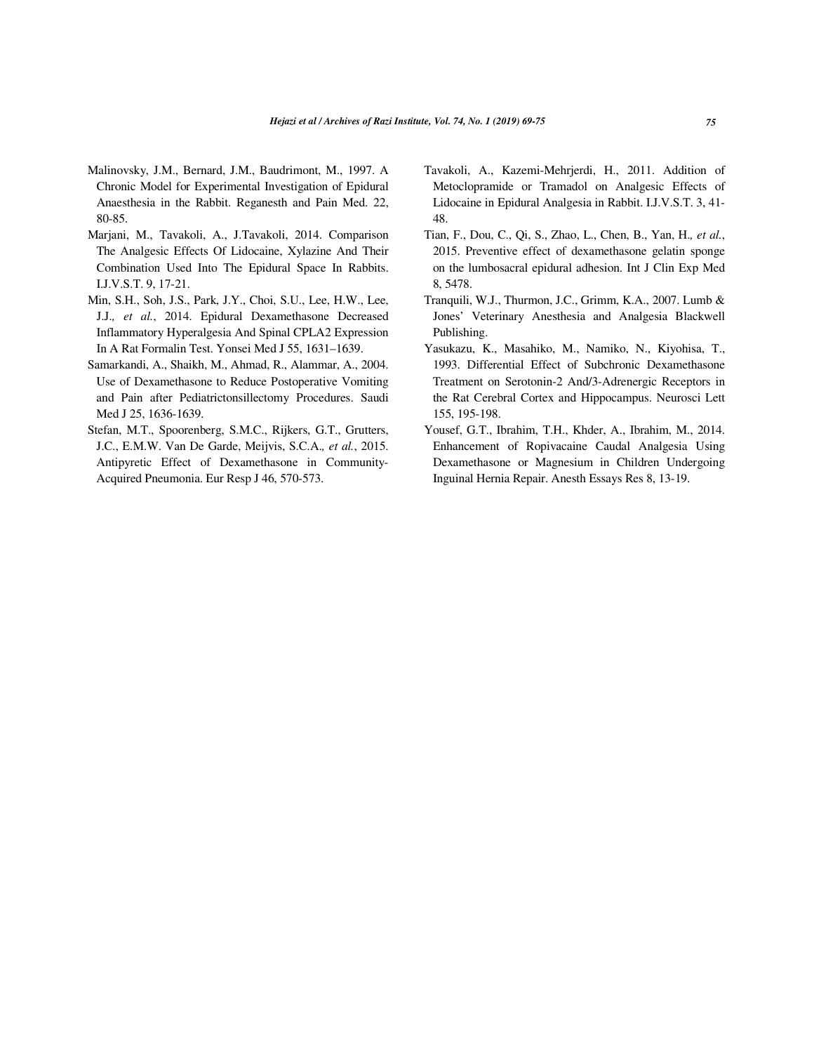Malinovsky, J.M., Bernard, J.M., Baudrimont, M., 1997. A Chronic Model for Experimental Investigation of Epidural Anaesthesia in the Rabbit. Reganesth and Pain Med. 22, 80-85.

Marjani, M., Tavakoli, A., J.Tavakoli, 2014. Comparison The Analgesic Effects Of Lidocaine, Xylazine And Their Combination Used Into The Epidural Space In Rabbits. I.J.V.S.T. 9, 17-21.

Min, S.H., Soh, J.S., Park, J.Y., Choi, S.U., Lee, H.W., Lee, J.J., *et al.*, 2014. Epidural Dexamethasone Decreased Inflammatory Hyperalgesia And Spinal CPLA2 Expression In A Rat Formalin Test. Yonsei Med J 55, 1631–1639.

Samarkandi, A., Shaikh, M., Ahmad, R., Alammar, A., 2004. Use of Dexamethasone to Reduce Postoperative Vomiting and Pain after Pediatrictonsillectomy Procedures. Saudi Med J 25, 1636-1639.

Stefan, M.T., Spoorenberg, S.M.C., Rijkers, G.T., Grutters, J.C., E.M.W. Van De Garde, Meijvis, S.C.A., *et al.*, 2015. Antipyretic Effect of Dexamethasone in Community-Acquired Pneumonia. Eur Resp J 46, 570-573.

Tavakoli, A., Kazemi-Mehrjerdi, H., 2011. Addition of Metoclopramide or Tramadol on Analgesic Effects of Lidocaine in Epidural Analgesia in Rabbit. I.J.V.S.T. 3, 41-48.

Tian, F., Dou, C., Qi, S., Zhao, L., Chen, B., Yan, H., *et al.*, 2015. Preventive effect of dexamethasone gelatin sponge on the lumbosacral epidural adhesion. Int J Clin Exp Med 8, 5478.

Tranquili, W.J., Thurmon, J.C., Grimm, K.A., 2007. Lumb & Jones' Veterinary Anesthesia and Analgesia Blackwell Publishing.

Yasukazu, K., Masahiko, M., Namiko, N., Kiyohisa, T., 1993. Differential Effect of Subchronic Dexamethasone Treatment on Serotonin-2 And/3-Adrenergic Receptors in the Rat Cerebral Cortex and Hippocampus. Neurosci Lett 155, 195-198.

Yousef, G.T., Ibrahim, T.H., Khder, A., Ibrahim, M., 2014. Enhancement of Ropivacaine Caudal Analgesia Using Dexamethasone or Magnesium in Children Undergoing Inguinal Hernia Repair. Anesth Essays Res 8, 13-19.